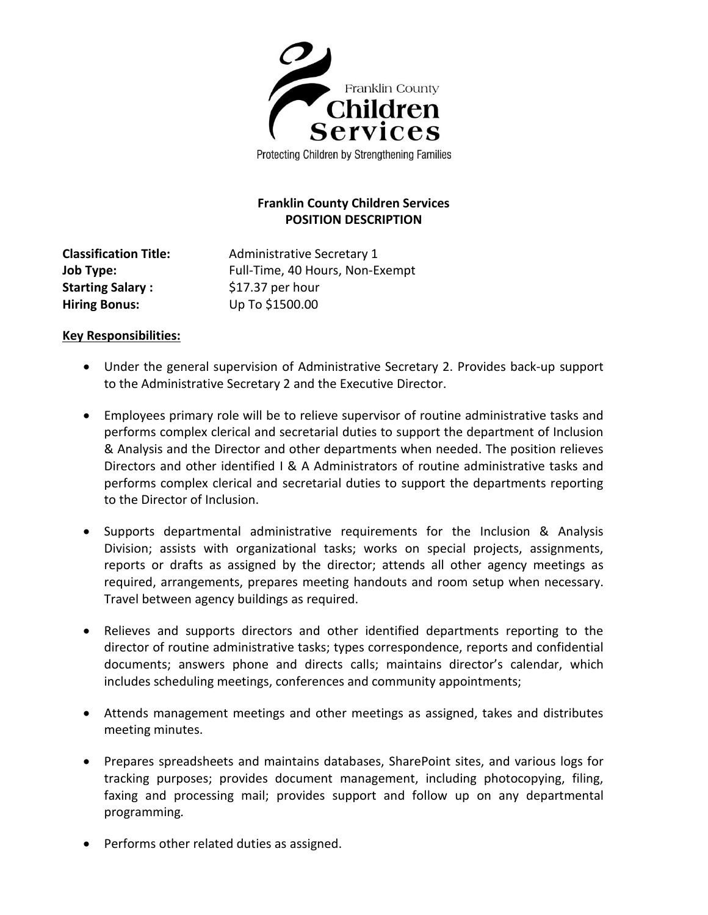Franklin County Children Services

Protecting Children by Strengthening Families

# Franklin County Children Services
## POSITION DESCRIPTION

**Classification Title:** Administrative Secretary 1
**Job Type:** Full-Time, 40 Hours, Non-Exempt
**Starting Salary :** $17.37 per hour
**Hiring Bonus:** Up To $1500.00

**Key Responsibilities:**

- Under the general supervision of Administrative Secretary 2. Provides back-up support to the Administrative Secretary 2 and the Executive Director.

- Employees primary role will be to relieve supervisor of routine administrative tasks and performs complex clerical and secretarial duties to support the department of Inclusion & Analysis and the Director and other departments when needed. The position relieves Directors and other identified I & A Administrators of routine administrative tasks and performs complex clerical and secretarial duties to support the departments reporting to the Director of Inclusion.

- Supports departmental administrative requirements for the Inclusion & Analysis Division; assists with organizational tasks; works on special projects, assignments, reports or drafts as assigned by the director; attends all other agency meetings as required, arrangements, prepares meeting handouts and room setup when necessary. Travel between agency buildings as required.

- Relieves and supports directors and other identified departments reporting to the director of routine administrative tasks; types correspondence, reports and confidential documents; answers phone and directs calls; maintains director's calendar, which includes scheduling meetings, conferences and community appointments;

- Attends management meetings and other meetings as assigned, takes and distributes meeting minutes.

- Prepares spreadsheets and maintains databases, SharePoint sites, and various logs for tracking purposes; provides document management, including photocopying, filing, faxing and processing mail; provides support and follow up on any departmental programming.

- Performs other related duties as assigned.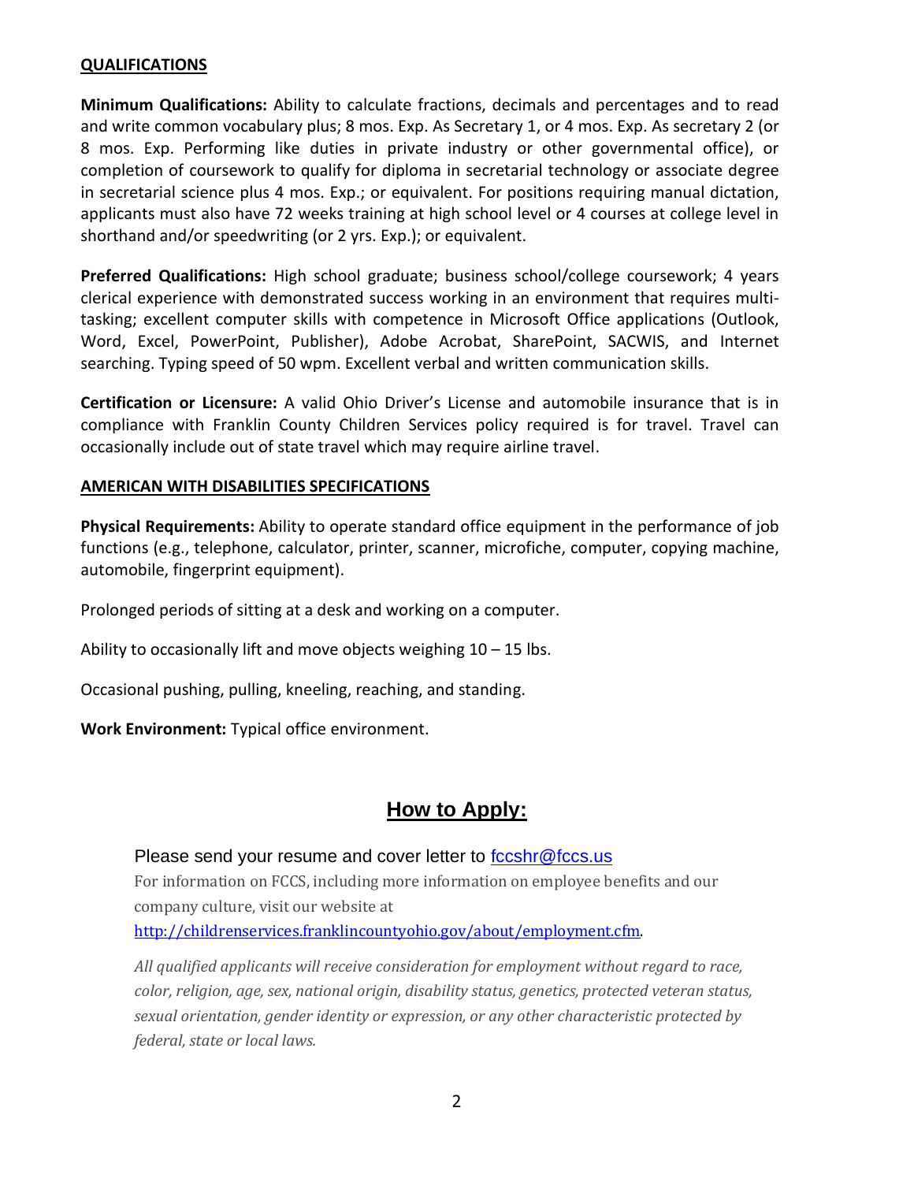## QUALIFICATIONS

**Minimum Qualifications:** Ability to calculate fractions, decimals and percentages and to read and write common vocabulary plus; 8 mos. Exp. As Secretary 1, or 4 mos. Exp. As secretary 2 (or 8 mos. Exp. Performing like duties in private industry or other governmental office), or completion of coursework to qualify for diploma in secretarial technology or associate degree in secretarial science plus 4 mos. Exp.; or equivalent. For positions requiring manual dictation, applicants must also have 72 weeks training at high school level or 4 courses at college level in shorthand and/or speedwriting (or 2 yrs. Exp.); or equivalent.

**Preferred Qualifications:** High school graduate; business school/college coursework; 4 years clerical experience with demonstrated success working in an environment that requires multi-tasking; excellent computer skills with competence in Microsoft Office applications (Outlook, Word, Excel, PowerPoint, Publisher), Adobe Acrobat, SharePoint, SACWIS, and Internet searching. Typing speed of 50 wpm. Excellent verbal and written communication skills.

**Certification or Licensure:** A valid Ohio Driver's License and automobile insurance that is in compliance with Franklin County Children Services policy required is for travel. Travel can occasionally include out of state travel which may require airline travel.

## AMERICAN WITH DISABILITIES SPECIFICATIONS

**Physical Requirements:** Ability to operate standard office equipment in the performance of job functions (e.g., telephone, calculator, printer, scanner, microfiche, computer, copying machine, automobile, fingerprint equipment).

Prolonged periods of sitting at a desk and working on a computer.

Ability to occasionally lift and move objects weighing 10 – 15 lbs.

Occasional pushing, pulling, kneeling, reaching, and standing.

**Work Environment:** Typical office environment.

# How to Apply:

Please send your resume and cover letter to [fccshr@fccs.us](mailto:fccshr@fccs.us)

For information on FCCS, including more information on employee benefits and our company culture, visit our website at [http://childrenservices.franklincountyohio.gov/about/employment.cfm](http://childrenservices.franklincountyohio.gov/about/employment.cfm).

*All qualified applicants will receive consideration for employment without regard to race, color, religion, age, sex, national origin, disability status, genetics, protected veteran status, sexual orientation, gender identity or expression, or any other characteristic protected by federal, state or local laws.*